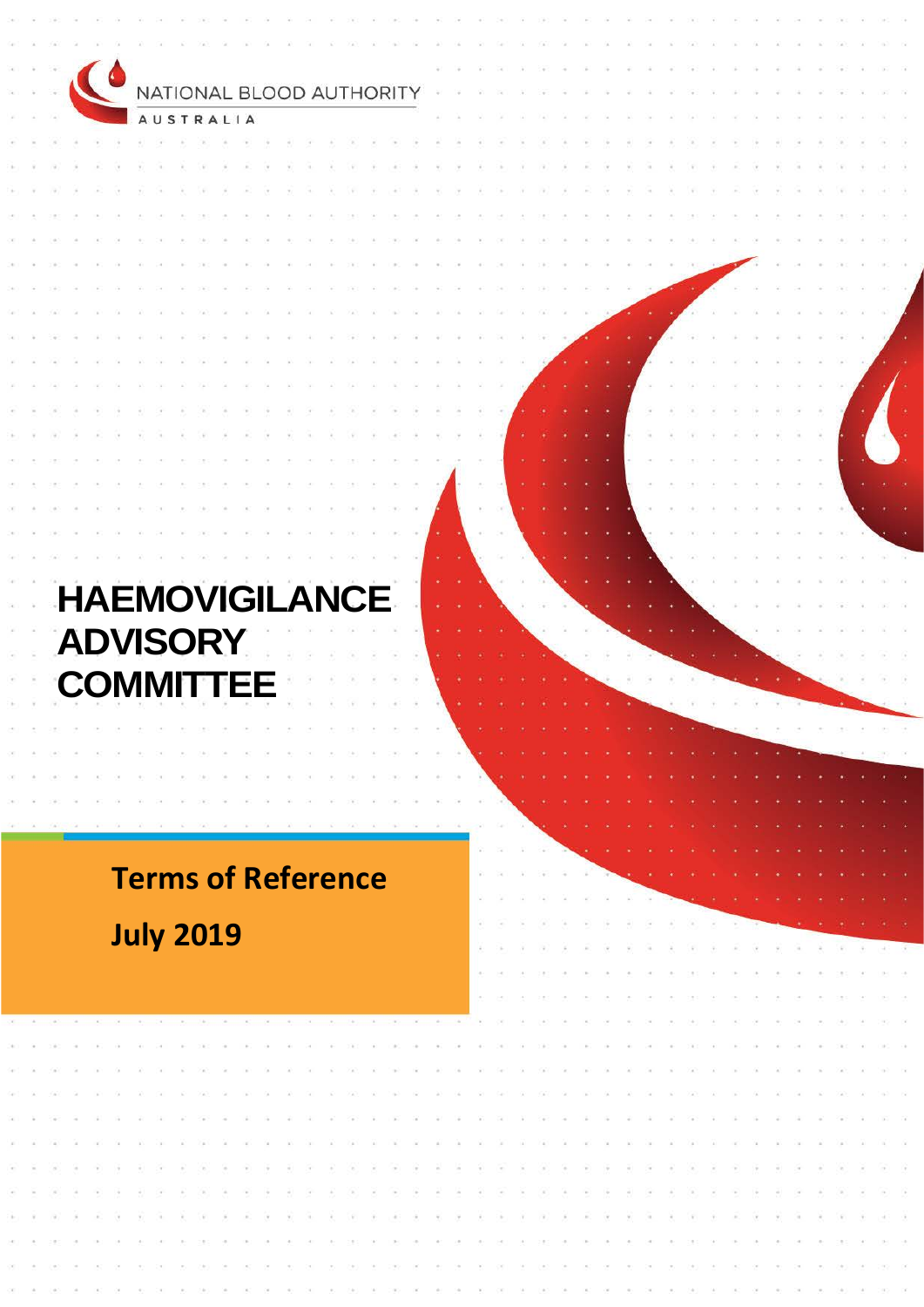NATIONAL BLOOD AUTHORITY

AUSTRALIA

# HAEMOVIGILANCE ADVISORY COMMITTEE

**Terms of Reference**

**July 2019**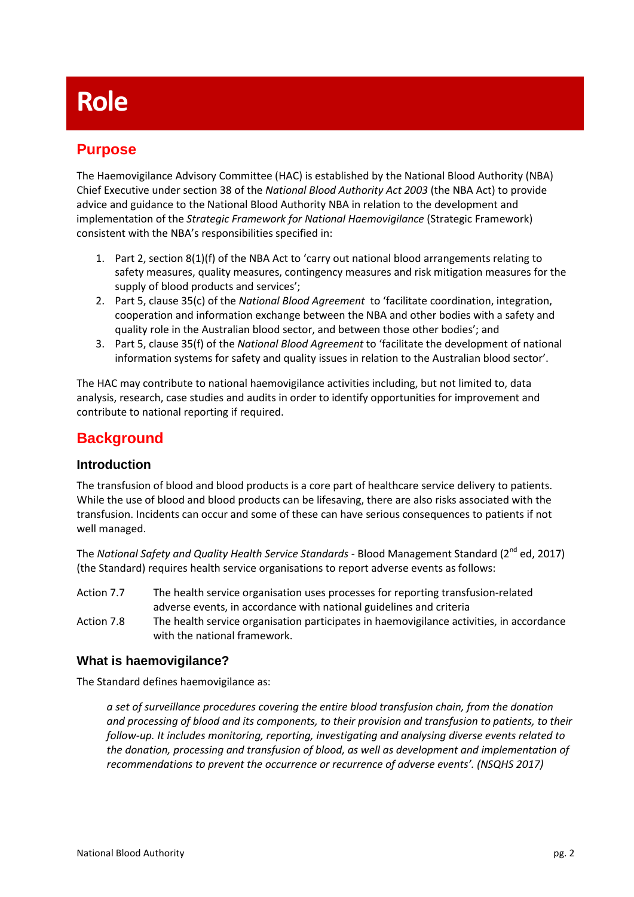# Role

## Purpose

The Haemovigilance Advisory Committee (HAC) is established by the National Blood Authority (NBA) Chief Executive under section 38 of the *National Blood Authority Act 2003* (the NBA Act) to provide advice and guidance to the National Blood Authority NBA in relation to the development and implementation of the *Strategic Framework for National Haemovigilance* (Strategic Framework) consistent with the NBA's responsibilities specified in:

1. Part 2, section 8(1)(f) of the NBA Act to 'carry out national blood arrangements relating to safety measures, quality measures, contingency measures and risk mitigation measures for the supply of blood products and services';
2. Part 5, clause 35(c) of the *National Blood Agreement* to 'facilitate coordination, integration, cooperation and information exchange between the NBA and other bodies with a safety and quality role in the Australian blood sector, and between those other bodies'; and
3. Part 5, clause 35(f) of the *National Blood Agreement* to 'facilitate the development of national information systems for safety and quality issues in relation to the Australian blood sector'.

The HAC may contribute to national haemovigilance activities including, but not limited to, data analysis, research, case studies and audits in order to identify opportunities for improvement and contribute to national reporting if required.

## Background

### Introduction

The transfusion of blood and blood products is a core part of healthcare service delivery to patients. While the use of blood and blood products can be lifesaving, there are also risks associated with the transfusion. Incidents can occur and some of these can have serious consequences to patients if not well managed.

The *National Safety and Quality Health Service Standards* - Blood Management Standard (2nd ed, 2017) (the Standard) requires health service organisations to report adverse events as follows:

| | |
|---|---|
| Action 7.7 | The health service organisation uses processes for reporting transfusion-related adverse events, in accordance with national guidelines and criteria |
| Action 7.8 | The health service organisation participates in haemovigilance activities, in accordance with the national framework. |

### What is haemovigilance?

The Standard defines haemovigilance as:

> *a set of surveillance procedures covering the entire blood transfusion chain, from the donation and processing of blood and its components, to their provision and transfusion to patients, to their follow-up. It includes monitoring, reporting, investigating and analysing diverse events related to the donation, processing and transfusion of blood, as well as development and implementation of recommendations to prevent the occurrence or recurrence of adverse events'. (NSQHS 2017)*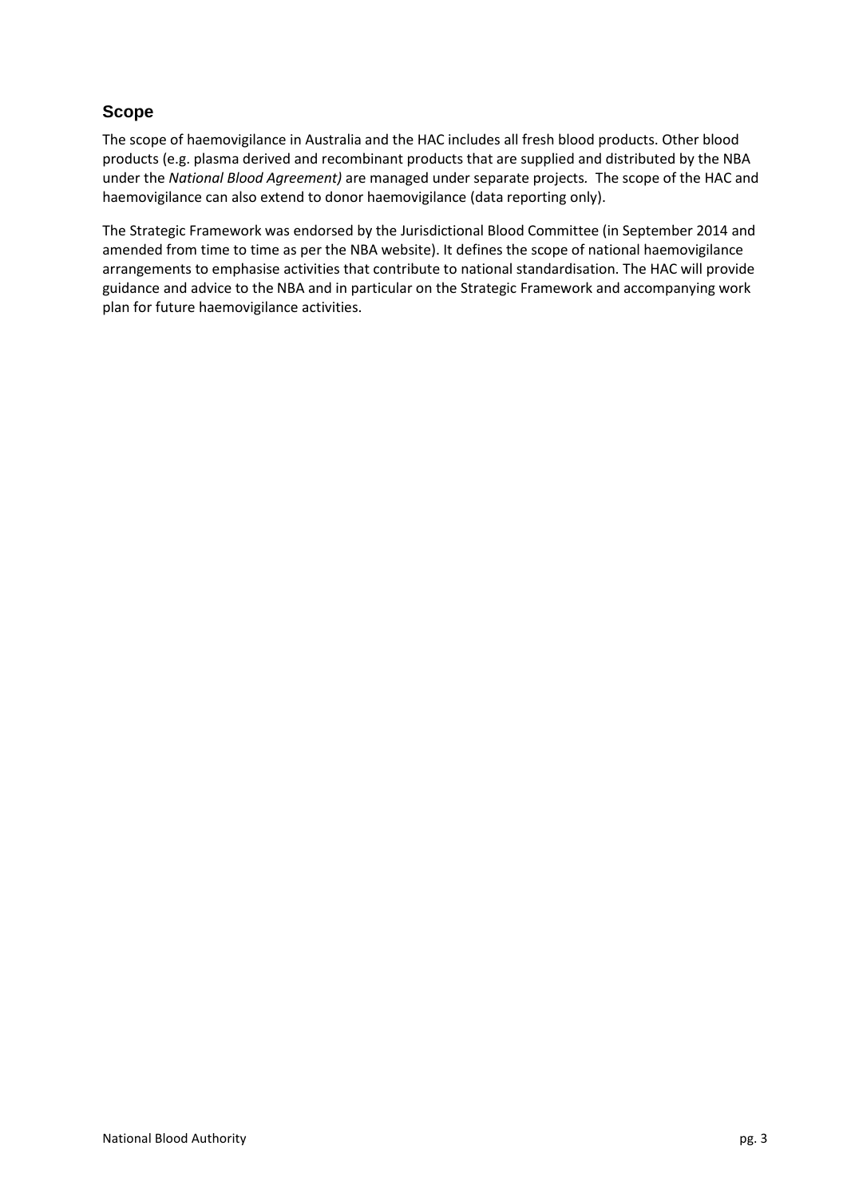## Scope

The scope of haemovigilance in Australia and the HAC includes all fresh blood products. Other blood products (e.g. plasma derived and recombinant products that are supplied and distributed by the NBA under the *National Blood Agreement)* are managed under separate projects. The scope of the HAC and haemovigilance can also extend to donor haemovigilance (data reporting only).

The Strategic Framework was endorsed by the Jurisdictional Blood Committee (in September 2014 and amended from time to time as per the NBA website). It defines the scope of national haemovigilance arrangements to emphasise activities that contribute to national standardisation. The HAC will provide guidance and advice to the NBA and in particular on the Strategic Framework and accompanying work plan for future haemovigilance activities.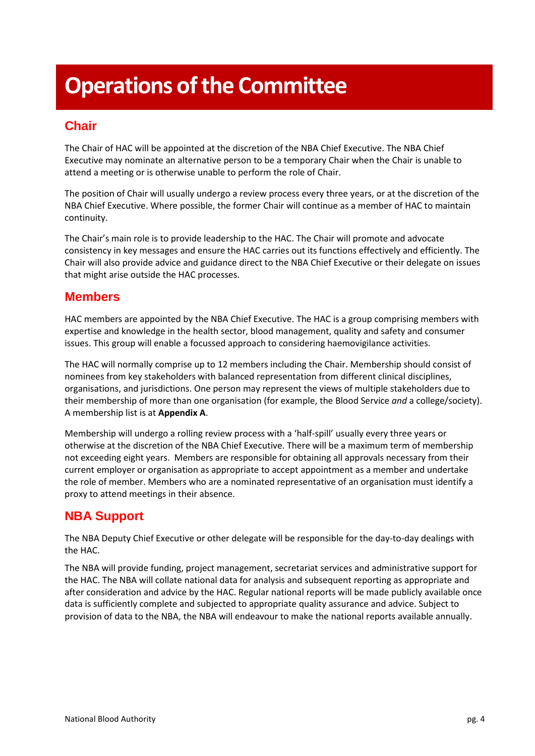# Operations of the Committee

## Chair

The Chair of HAC will be appointed at the discretion of the NBA Chief Executive. The NBA Chief Executive may nominate an alternative person to be a temporary Chair when the Chair is unable to attend a meeting or is otherwise unable to perform the role of Chair.

The position of Chair will usually undergo a review process every three years, or at the discretion of the NBA Chief Executive. Where possible, the former Chair will continue as a member of HAC to maintain continuity.

The Chair's main role is to provide leadership to the HAC. The Chair will promote and advocate consistency in key messages and ensure the HAC carries out its functions effectively and efficiently. The Chair will also provide advice and guidance direct to the NBA Chief Executive or their delegate on issues that might arise outside the HAC processes.

## Members

HAC members are appointed by the NBA Chief Executive. The HAC is a group comprising members with expertise and knowledge in the health sector, blood management, quality and safety and consumer issues. This group will enable a focussed approach to considering haemovigilance activities.

The HAC will normally comprise up to 12 members including the Chair. Membership should consist of nominees from key stakeholders with balanced representation from different clinical disciplines, organisations, and jurisdictions. One person may represent the views of multiple stakeholders due to their membership of more than one organisation (for example, the Blood Service *and* a college/society). A membership list is at **Appendix A**.

Membership will undergo a rolling review process with a 'half-spill' usually every three years or otherwise at the discretion of the NBA Chief Executive. There will be a maximum term of membership not exceeding eight years. Members are responsible for obtaining all approvals necessary from their current employer or organisation as appropriate to accept appointment as a member and undertake the role of member. Members who are a nominated representative of an organisation must identify a proxy to attend meetings in their absence.

## NBA Support

The NBA Deputy Chief Executive or other delegate will be responsible for the day-to-day dealings with the HAC.

The NBA will provide funding, project management, secretariat services and administrative support for the HAC. The NBA will collate national data for analysis and subsequent reporting as appropriate and after consideration and advice by the HAC. Regular national reports will be made publicly available once data is sufficiently complete and subjected to appropriate quality assurance and advice. Subject to provision of data to the NBA, the NBA will endeavour to make the national reports available annually.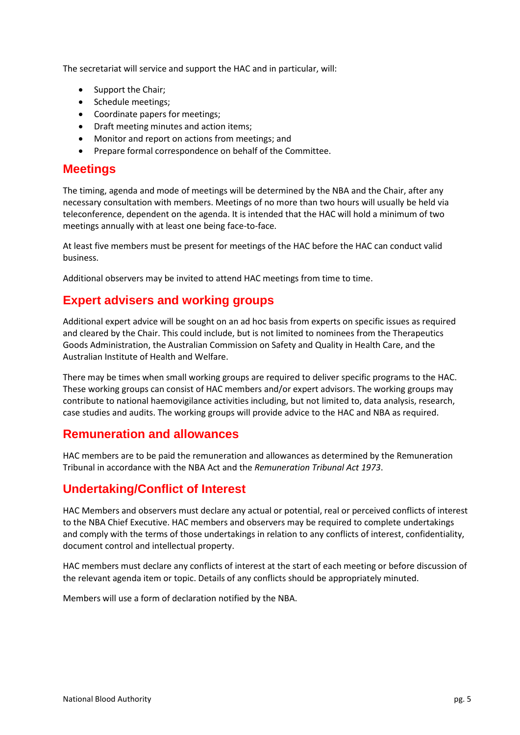The secretariat will service and support the HAC and in particular, will:

- Support the Chair;
- Schedule meetings;
- Coordinate papers for meetings;
- Draft meeting minutes and action items;
- Monitor and report on actions from meetings; and
- Prepare formal correspondence on behalf of the Committee.

## Meetings

The timing, agenda and mode of meetings will be determined by the NBA and the Chair, after any necessary consultation with members. Meetings of no more than two hours will usually be held via teleconference, dependent on the agenda. It is intended that the HAC will hold a minimum of two meetings annually with at least one being face-to-face.

At least five members must be present for meetings of the HAC before the HAC can conduct valid business.

Additional observers may be invited to attend HAC meetings from time to time.

## Expert advisers and working groups

Additional expert advice will be sought on an ad hoc basis from experts on specific issues as required and cleared by the Chair. This could include, but is not limited to nominees from the Therapeutics Goods Administration, the Australian Commission on Safety and Quality in Health Care, and the Australian Institute of Health and Welfare.

There may be times when small working groups are required to deliver specific programs to the HAC. These working groups can consist of HAC members and/or expert advisors. The working groups may contribute to national haemovigilance activities including, but not limited to, data analysis, research, case studies and audits. The working groups will provide advice to the HAC and NBA as required.

## Remuneration and allowances

HAC members are to be paid the remuneration and allowances as determined by the Remuneration Tribunal in accordance with the NBA Act and the *Remuneration Tribunal Act 1973*.

## Undertaking/Conflict of Interest

HAC Members and observers must declare any actual or potential, real or perceived conflicts of interest to the NBA Chief Executive. HAC members and observers may be required to complete undertakings and comply with the terms of those undertakings in relation to any conflicts of interest, confidentiality, document control and intellectual property.

HAC members must declare any conflicts of interest at the start of each meeting or before discussion of the relevant agenda item or topic. Details of any conflicts should be appropriately minuted.

Members will use a form of declaration notified by the NBA.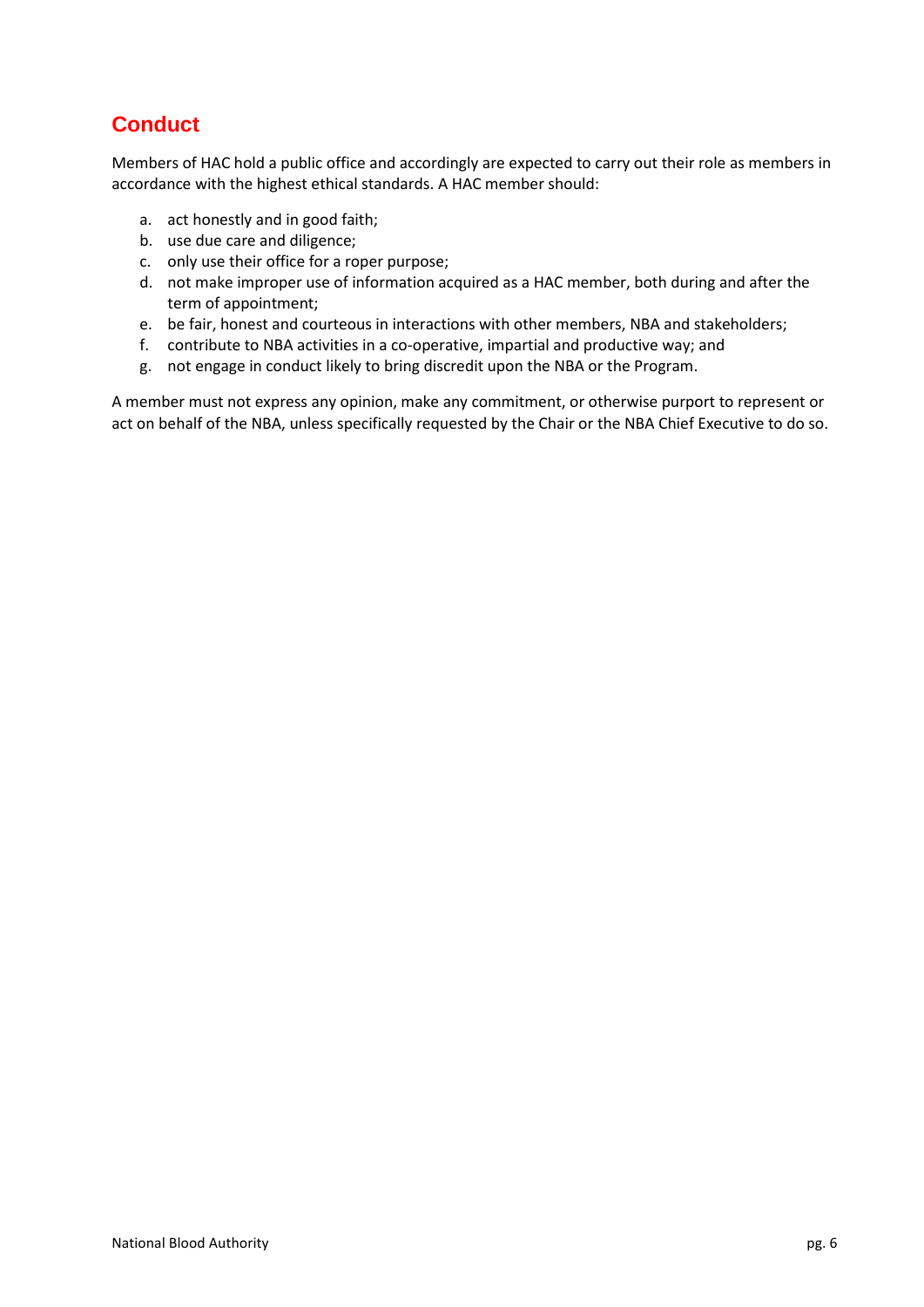## Conduct

Members of HAC hold a public office and accordingly are expected to carry out their role as members in accordance with the highest ethical standards. A HAC member should:

a. act honestly and in good faith;
b. use due care and diligence;
c. only use their office for a roper purpose;
d. not make improper use of information acquired as a HAC member, both during and after the term of appointment;
e. be fair, honest and courteous in interactions with other members, NBA and stakeholders;
f. contribute to NBA activities in a co-operative, impartial and productive way; and
g. not engage in conduct likely to bring discredit upon the NBA or the Program.

A member must not express any opinion, make any commitment, or otherwise purport to represent or act on behalf of the NBA, unless specifically requested by the Chair or the NBA Chief Executive to do so.